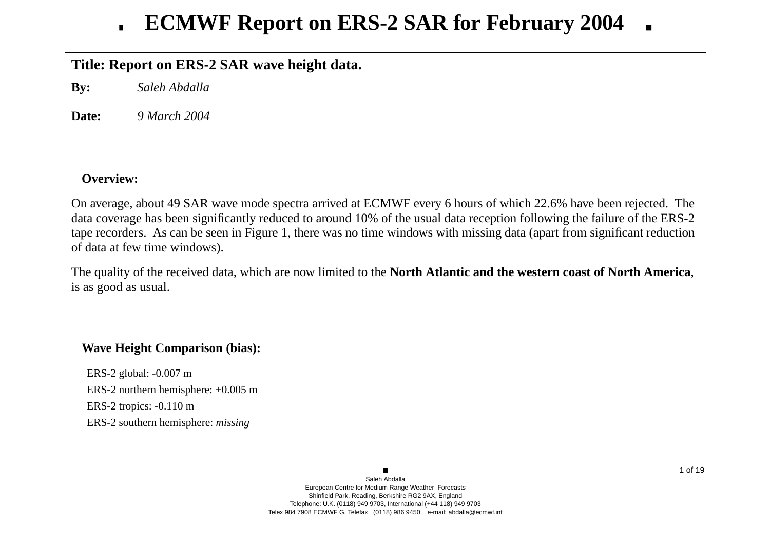# ECMWF Report on ERS-2 SAR for February 2004

**Title: Report on ERS-2 SAR wave height data.**

**By:** *Saleh Abdalla*

**Date:** *9 March 2004*

### Overview:

On average, about 49 SAR wave mode spectra arrived at ECMWF every 6 hours of which 22.6% have been rejected. The data coverage has been significantly reduced to around 10% of the usual data reception following the failure of the ERS-2 tape recorders. As can be seen in Figure 1, there was no time windows with missing data (apart from significant reduction of data at few time windows).

The quality of the received data, which are now limited to the **North Atlantic and the western coast of North America**, is as good as usual.

### Wave Height Comparison (bias):

ERS-2 global: -0.007 m

ERS-2 northern hemisphere: +0.005 m

ERS-2 tropics: -0.110 m

ERS-2 southern hemisphere: *missing*

Saleh Abdalla
European Centre for Medium Range Weather Forecasts
Shinfield Park, Reading, Berkshire RG2 9AX, England
Telephone: U.K. (0118) 949 9703, International (+44 118) 949 9703
Telex 984 7908 ECMWF G, Telefax (0118) 986 9450, e-mail: abdalla@ecmwf.int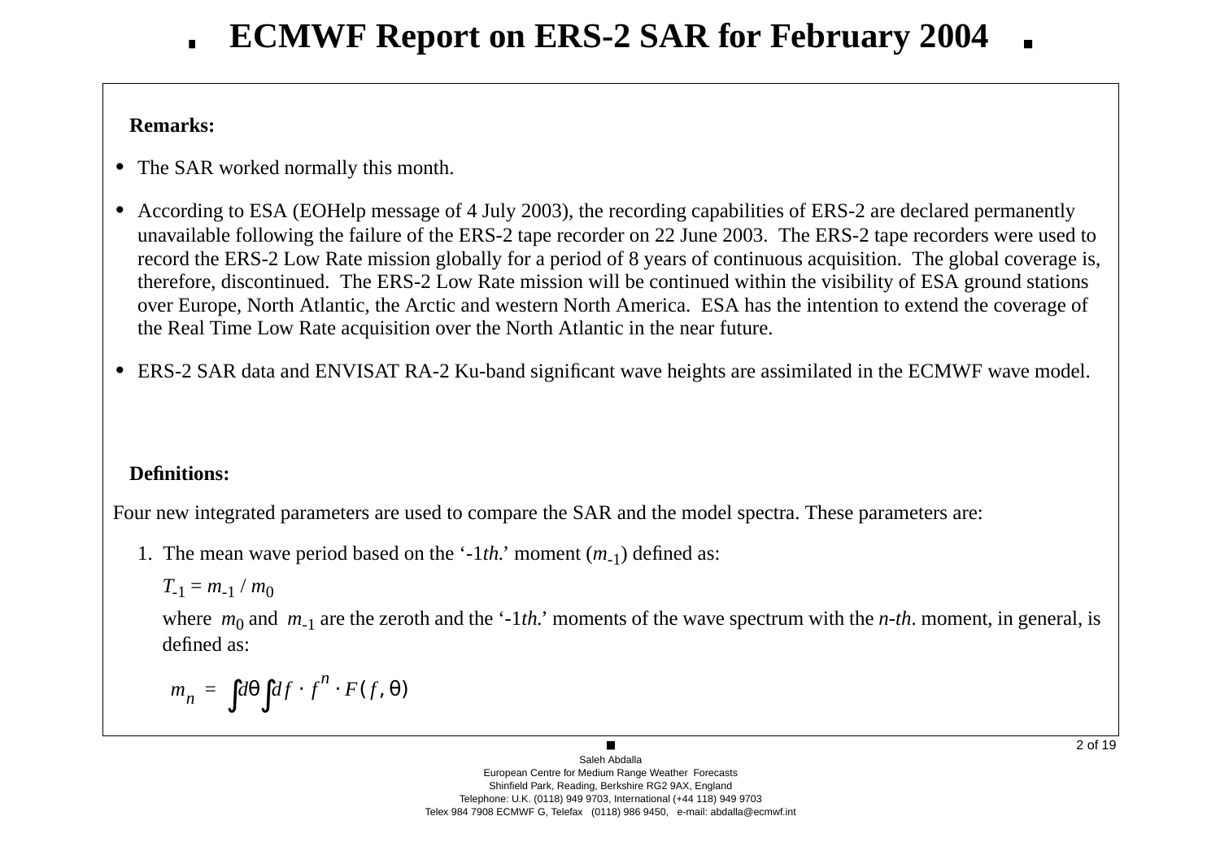# ECMWF Report on ERS-2 SAR for February 2004

**Remarks:**

- The SAR worked normally this month.
- According to ESA (EOHelp message of 4 July 2003), the recording capabilities of ERS-2 are declared permanently unavailable following the failure of the ERS-2 tape recorder on 22 June 2003. The ERS-2 tape recorders were used to record the ERS-2 Low Rate mission globally for a period of 8 years of continuous acquisition. The global coverage is, therefore, discontinued. The ERS-2 Low Rate mission will be continued within the visibility of ESA ground stations over Europe, North Atlantic, the Arctic and western North America. ESA has the intention to extend the coverage of the Real Time Low Rate acquisition over the North Atlantic in the near future.
- ERS-2 SAR data and ENVISAT RA-2 Ku-band significant wave heights are assimilated in the ECMWF wave model.

**Definitions:**

Four new integrated parameters are used to compare the SAR and the model spectra. These parameters are:

1. The mean wave period based on the '-1*th.*' moment ($m_{-1}$) defined as:

   $T_{-1} = m_{-1} / m_0$

   where $m_0$ and $m_{-1}$ are the zeroth and the '-1*th.*' moments of the wave spectrum with the *n-th*. moment, in general, is defined as:

$$m_n = \int d\theta \int df \cdot f^n \cdot F(f, \theta)$$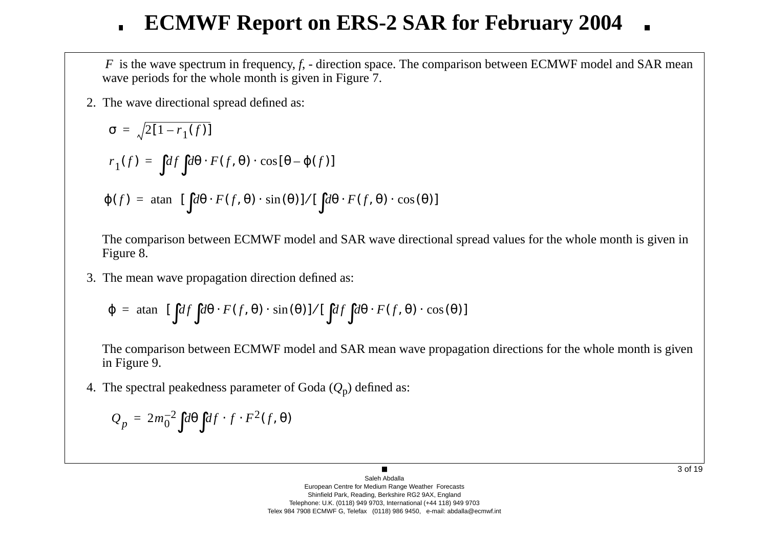$F$ is the wave spectrum in frequency, $f$, - direction space. The comparison between ECMWF model and SAR mean wave periods for the whole month is given in Figure 7.

2. The wave directional spread defined as:

$$\sigma = \sqrt{2[1 - r_1(f)]}$$

$$r_1(f) = \int df \int d\theta \cdot F(f, \theta) \cdot \cos[\theta - \varphi(f)]$$

$$\varphi(f) = \operatorname{atan} \left[ \int d\theta \cdot F(f, \theta) \cdot \sin(\theta) \right] / \left[ \int d\theta \cdot F(f, \theta) \cdot \cos(\theta) \right]$$

The comparison between ECMWF model and SAR wave directional spread values for the whole month is given in Figure 8.

3. The mean wave propagation direction defined as:

$$\varphi = \operatorname{atan} \left[ \int df \int d\theta \cdot F(f, \theta) \cdot \sin(\theta) \right] / \left[ \int df \int d\theta \cdot F(f, \theta) \cdot \cos(\theta) \right]$$

The comparison between ECMWF model and SAR mean wave propagation directions for the whole month is given in Figure 9.

4. The spectral peakedness parameter of Goda ($Q_p$) defined as:

$$Q_p = 2 m_0^{-2} \int d\theta \int df \cdot f \cdot F^2(f, \theta)$$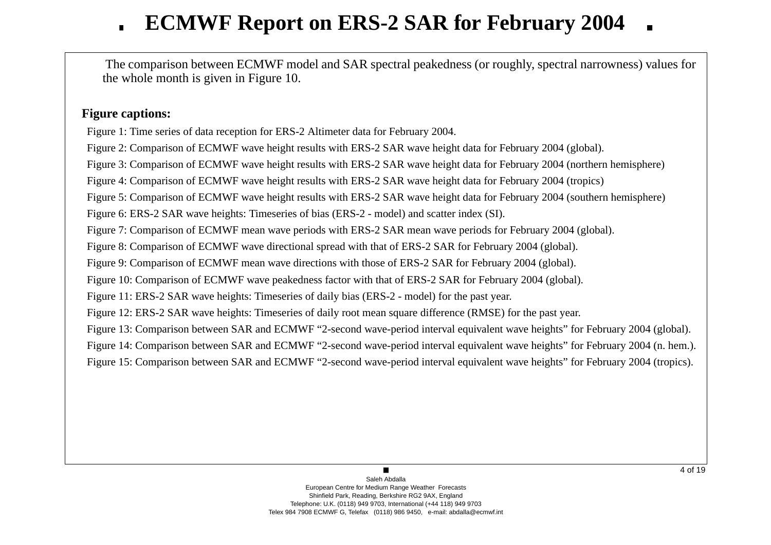The comparison between ECMWF model and SAR spectral peakedness (or roughly, spectral narrowness) values for the whole month is given in Figure 10.

**Figure captions:**

Figure 1: Time series of data reception for ERS-2 Altimeter data for February 2004.

Figure 2: Comparison of ECMWF wave height results with ERS-2 SAR wave height data for February 2004 (global).

Figure 3: Comparison of ECMWF wave height results with ERS-2 SAR wave height data for February 2004 (northern hemisphere)

Figure 4: Comparison of ECMWF wave height results with ERS-2 SAR wave height data for February 2004 (tropics)

Figure 5: Comparison of ECMWF wave height results with ERS-2 SAR wave height data for February 2004 (southern hemisphere)

Figure 6: ERS-2 SAR wave heights: Timeseries of bias (ERS-2 - model) and scatter index (SI).

Figure 7: Comparison of ECMWF mean wave periods with ERS-2 SAR mean wave periods for February 2004 (global).

Figure 8: Comparison of ECMWF wave directional spread with that of ERS-2 SAR for February 2004 (global).

Figure 9: Comparison of ECMWF mean wave directions with those of ERS-2 SAR for February 2004 (global).

Figure 10: Comparison of ECMWF wave peakedness factor with that of ERS-2 SAR for February 2004 (global).

Figure 11: ERS-2 SAR wave heights: Timeseries of daily bias (ERS-2 - model) for the past year.

Figure 12: ERS-2 SAR wave heights: Timeseries of daily root mean square difference (RMSE) for the past year.

Figure 13: Comparison between SAR and ECMWF “2-second wave-period interval equivalent wave heights” for February 2004 (global).

Figure 14: Comparison between SAR and ECMWF “2-second wave-period interval equivalent wave heights” for February 2004 (n. hem.).

Figure 15: Comparison between SAR and ECMWF “2-second wave-period interval equivalent wave heights” for February 2004 (tropics).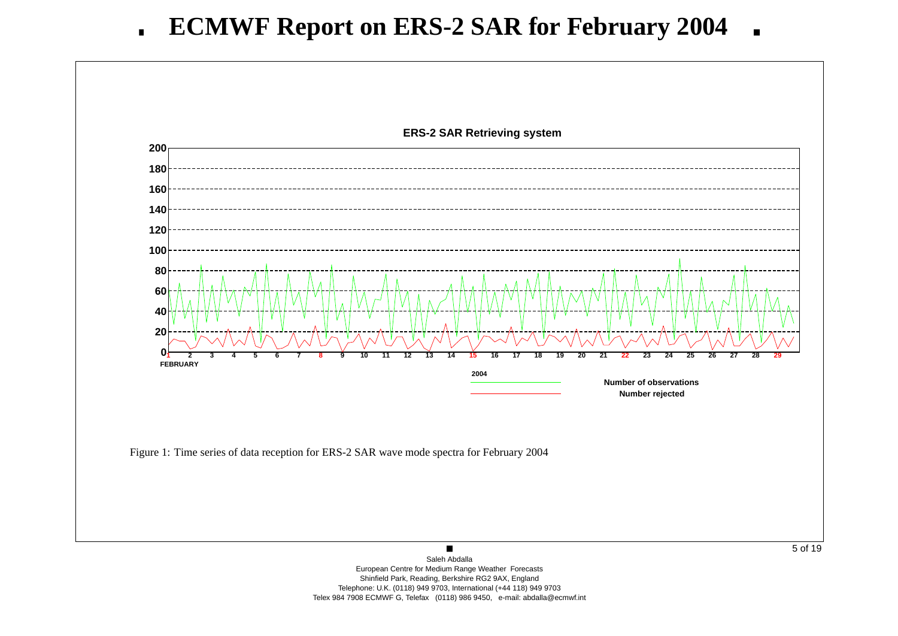# ECMWF Report on ERS-2 SAR for February 2004

**ERS-2 SAR Retrieving system**

Number of observations

Number rejected

Figure 1: Time series of data reception for ERS-2 SAR wave mode spectra for February 2004

Saleh Abdalla
European Centre for Medium Range Weather Forecasts
Shinfield Park, Reading, Berkshire RG2 9AX, England
Telephone: U.K. (0118) 949 9703, International (+44 118) 949 9703
Telex 984 7908 ECMWF G, Telefax (0118) 986 9450, e-mail: abdalla@ecmwf.int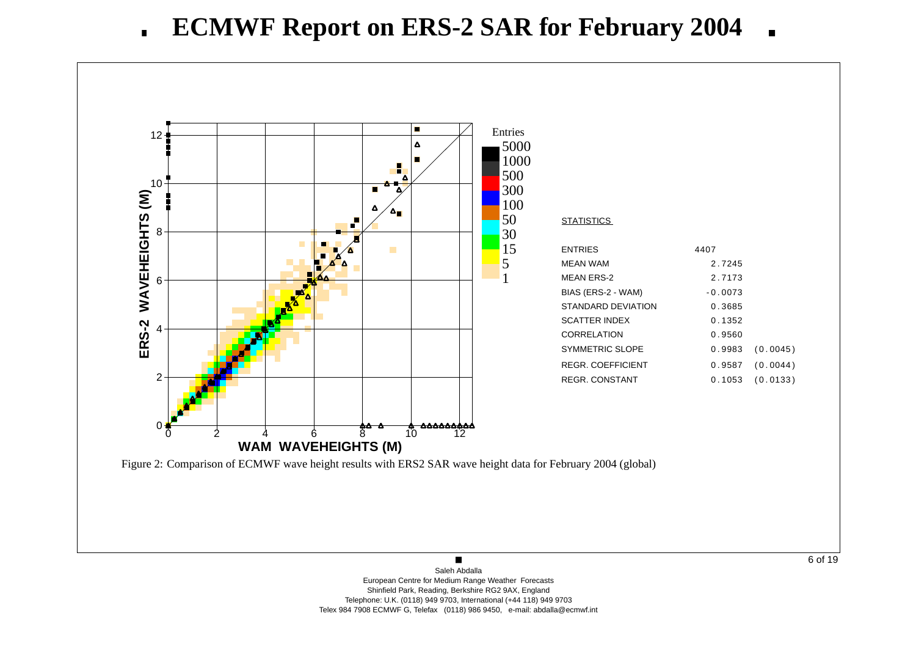# ECMWF Report on ERS-2 SAR for February 2004

**STATISTICS**

| | | |
|---|---|---|
| ENTRIES | 4407 | |
| MEAN WAM | 2.7245 | |
| MEAN ERS-2 | 2.7173 | |
| BIAS (ERS-2 - WAM) | -0.0073 | |
| STANDARD DEVIATION | 0.3685 | |
| SCATTER INDEX | 0.1352 | |
| CORRELATION | 0.9560 | |
| SYMMETRIC SLOPE | 0.9983 | (0.0045) |
| REGR. COEFFICIENT | 0.9587 | (0.0044) |
| REGR. CONSTANT | 0.1053 | (0.0133) |

Figure 2: Comparison of ECMWF wave height results with ERS2 SAR wave height data for February 2004 (global)

Saleh Abdalla
European Centre for Medium Range Weather Forecasts
Shinfield Park, Reading, Berkshire RG2 9AX, England
Telephone: U.K. (0118) 949 9703, International (+44 118) 949 9703
Telex 984 7908 ECMWF G, Telefax (0118) 986 9450, e-mail: abdalla@ecmwf.int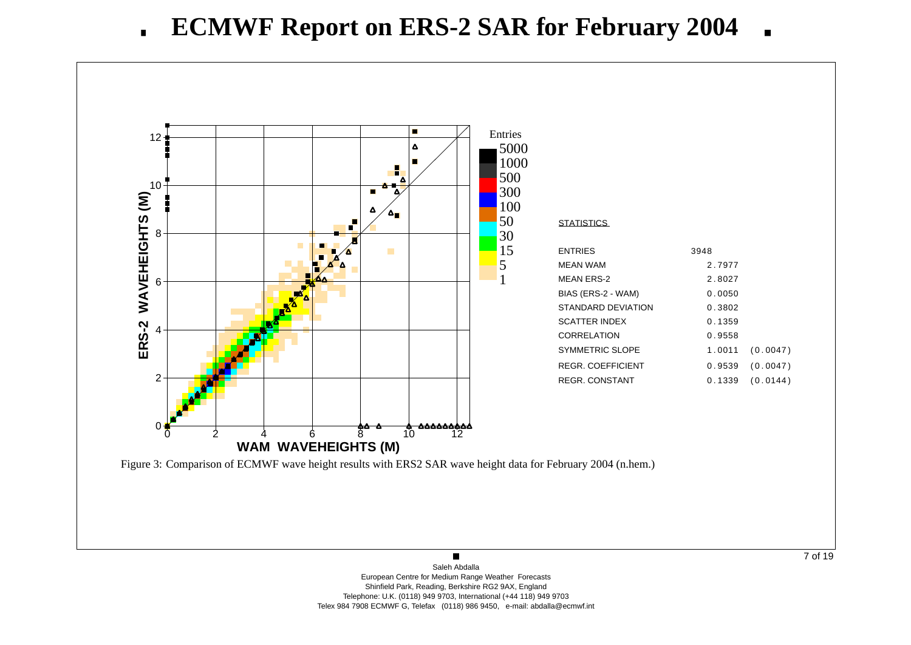# ECMWF Report on ERS-2 SAR for February 2004

| STATISTICS | | |
|---|---|---|
| ENTRIES | 3948 | |
| MEAN WAM | 2.7977 | |
| MEAN ERS-2 | 2.8027 | |
| BIAS (ERS-2 - WAM) | 0.0050 | |
| STANDARD DEVIATION | 0.3802 | |
| SCATTER INDEX | 0.1359 | |
| CORRELATION | 0.9558 | |
| SYMMETRIC SLOPE | 1.0011 | (0.0047) |
| REGR. COEFFICIENT | 0.9539 | (0.0047) |
| REGR. CONSTANT | 0.1339 | (0.0144) |

Figure 3: Comparison of ECMWF wave height results with ERS2 SAR wave height data for February 2004 (n.hem.)

Saleh Abdalla
European Centre for Medium Range Weather Forecasts
Shinfield Park, Reading, Berkshire RG2 9AX, England
Telephone: U.K. (0118) 949 9703, International (+44 118) 949 9703
Telex 984 7908 ECMWF G, Telefax (0118) 986 9450, e-mail: abdalla@ecmwf.int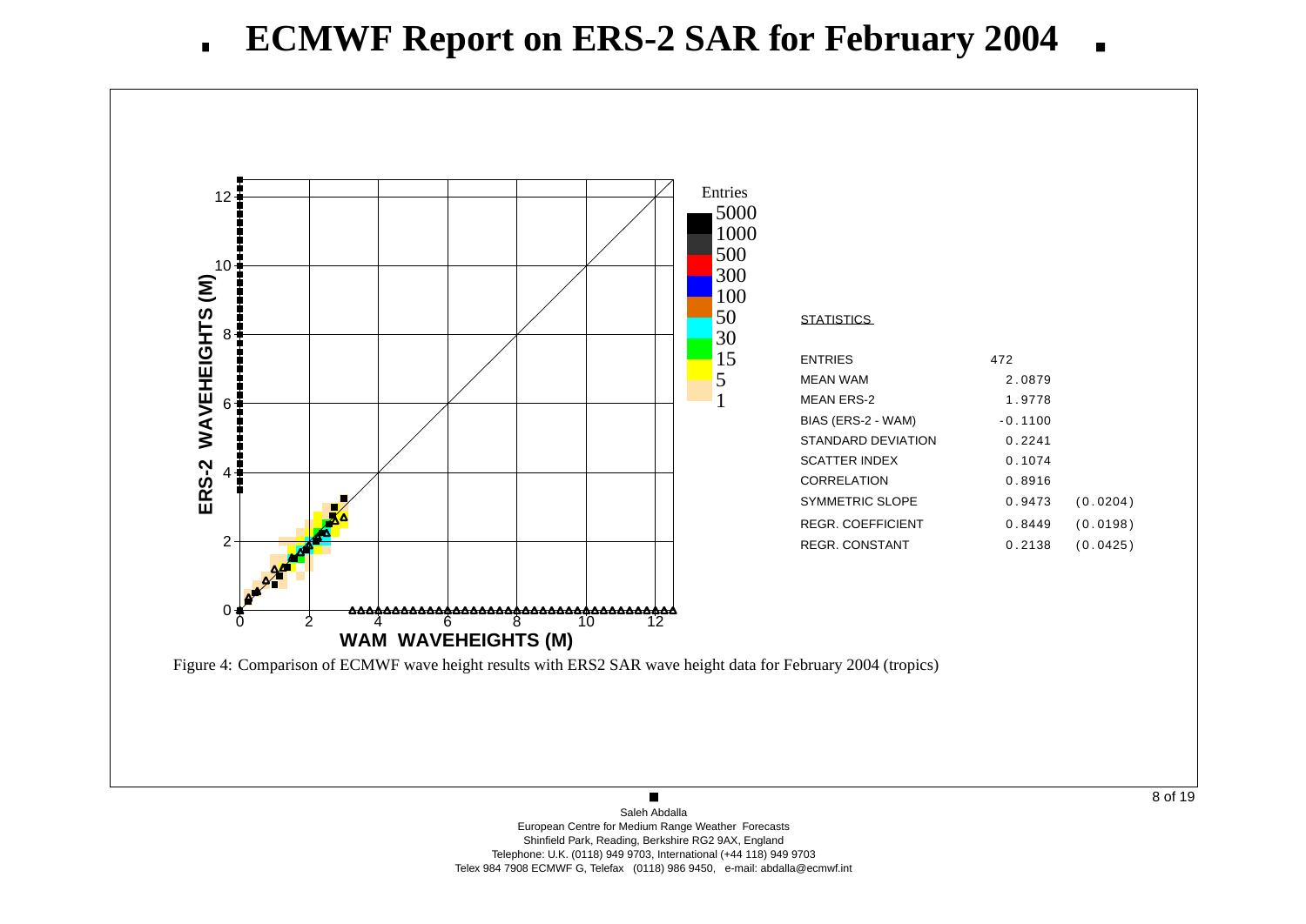# ECMWF Report on ERS-2 SAR for February 2004

**STATISTICS**

| | | |
|---|---|---|
| ENTRIES | 472 | |
| MEAN WAM | 2.0879 | |
| MEAN ERS-2 | 1.9778 | |
| BIAS (ERS-2 - WAM) | -0.1100 | |
| STANDARD DEVIATION | 0.2241 | |
| SCATTER INDEX | 0.1074 | |
| CORRELATION | 0.8916 | |
| SYMMETRIC SLOPE | 0.9473 | (0.0204) |
| REGR. COEFFICIENT | 0.8449 | (0.0198) |
| REGR. CONSTANT | 0.2138 | (0.0425) |

Figure 4: Comparison of ECMWF wave height results with ERS2 SAR wave height data for February 2004 (tropics)

Saleh Abdalla
European Centre for Medium Range Weather Forecasts
Shinfield Park, Reading, Berkshire RG2 9AX, England
Telephone: U.K. (0118) 949 9703, International (+44 118) 949 9703
Telex 984 7908 ECMWF G, Telefax (0118) 986 9450, e-mail: abdalla@ecmwf.int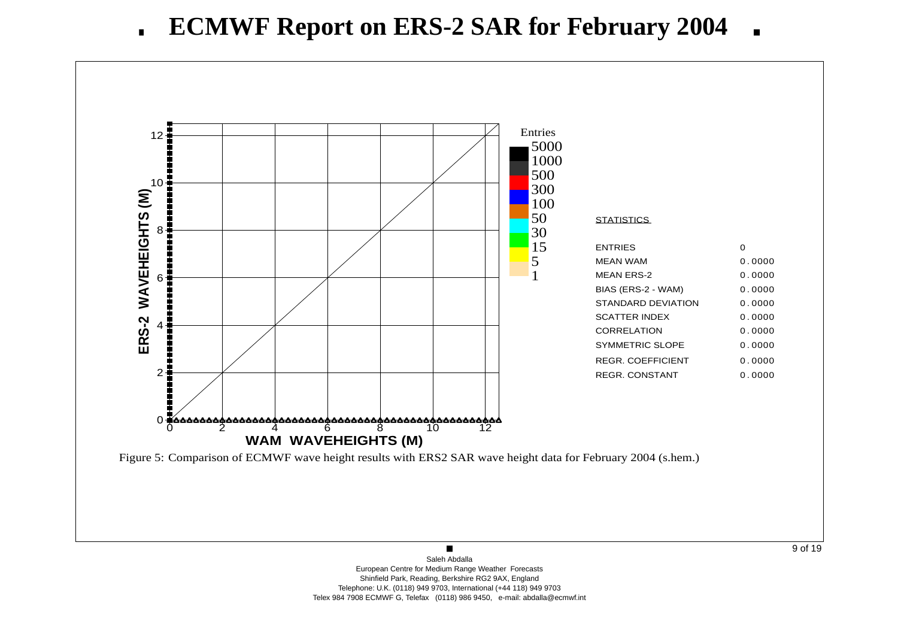# ECMWF Report on ERS-2 SAR for February 2004

| STATISTICS | |
|---|---|
| ENTRIES | 0 |
| MEAN WAM | 0.0000 |
| MEAN ERS-2 | 0.0000 |
| BIAS (ERS-2 - WAM) | 0.0000 |
| STANDARD DEVIATION | 0.0000 |
| SCATTER INDEX | 0.0000 |
| CORRELATION | 0.0000 |
| SYMMETRIC SLOPE | 0.0000 |
| REGR. COEFFICIENT | 0.0000 |
| REGR. CONSTANT | 0.0000 |

Figure 5: Comparison of ECMWF wave height results with ERS2 SAR wave height data for February 2004 (s.hem.)

Saleh Abdalla
European Centre for Medium Range Weather Forecasts
Shinfield Park, Reading, Berkshire RG2 9AX, England
Telephone: U.K. (0118) 949 9703, International (+44 118) 949 9703
Telex 984 7908 ECMWF G, Telefax (0118) 986 9450, e-mail: abdalla@ecmwf.int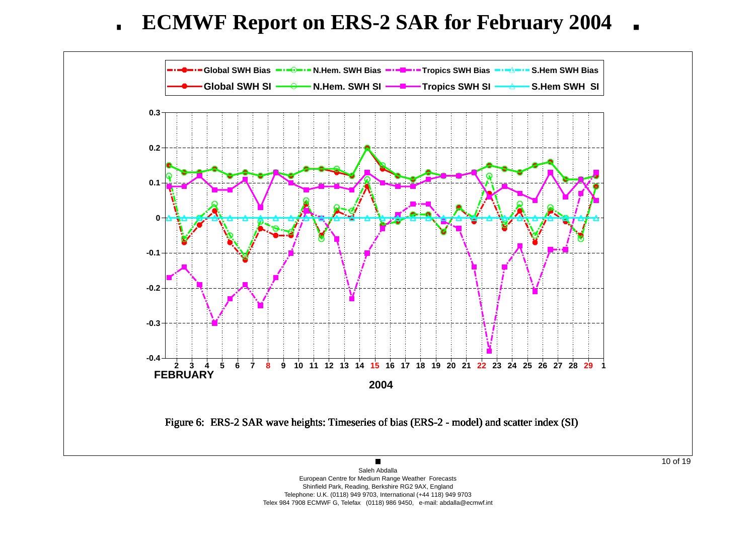# ECMWF Report on ERS-2 SAR for February 2004

Figure 6: ERS-2 SAR wave heights: Timeseries of bias (ERS-2 - model) and scatter index (SI)

Saleh Abdalla
European Centre for Medium Range Weather Forecasts
Shinfield Park, Reading, Berkshire RG2 9AX, England
Telephone: U.K. (0118) 949 9703, International (+44 118) 949 9703
Telex 984 7908 ECMWF G, Telefax (0118) 986 9450, e-mail: abdalla@ecmwf.int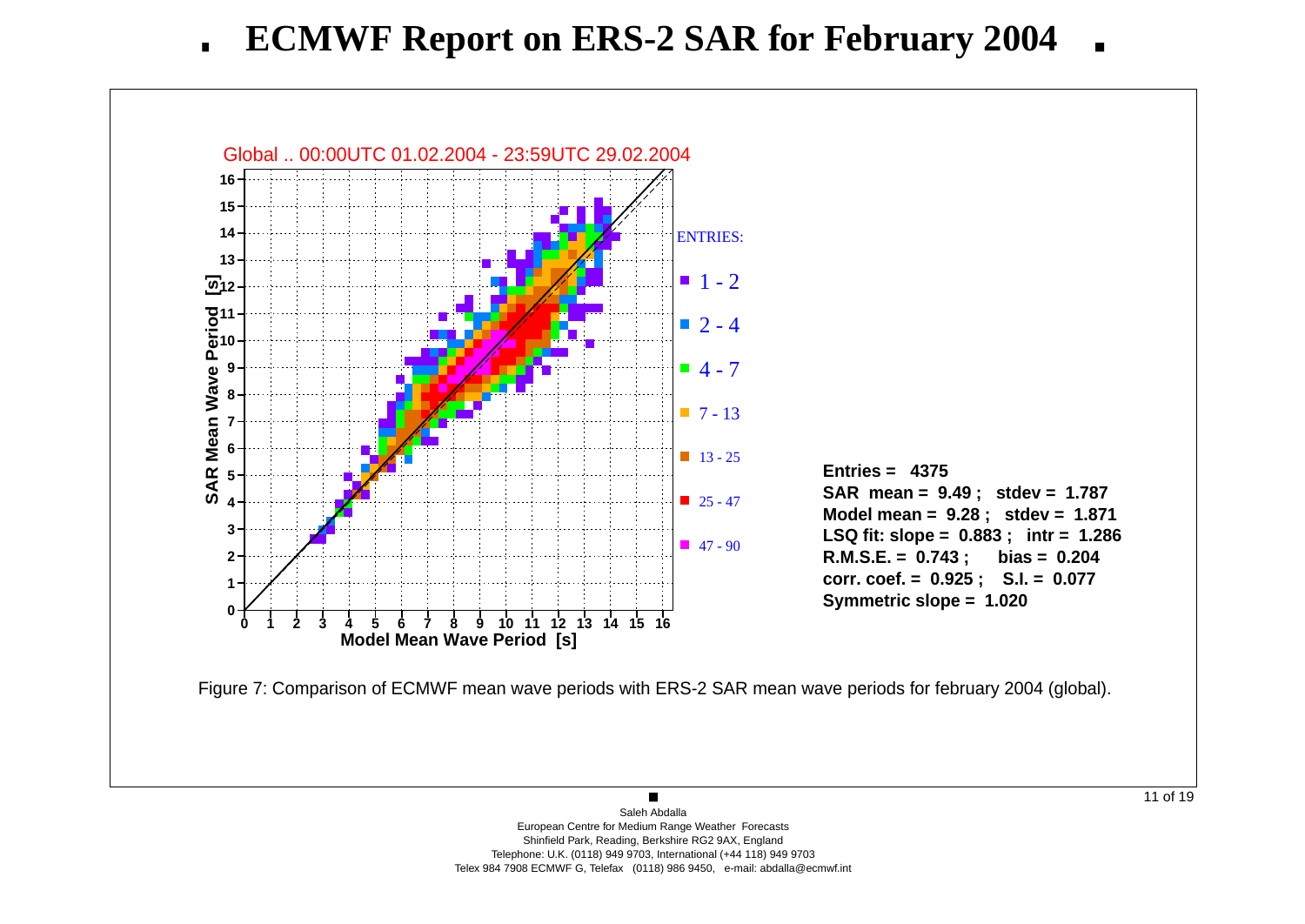# ECMWF Report on ERS-2 SAR for February 2004

Global .. 00:00UTC 01.02.2004 - 23:59UTC 29.02.2004

ENTRIES:

- 1 - 2
- 2 - 4
- 4 - 7
- 7 - 13
- 13 - 25
- 25 - 47
- 47 - 90

**Entries = 4375**
**SAR mean = 9.49 ; stdev = 1.787**
**Model mean = 9.28 ; stdev = 1.871**
**LSQ fit: slope = 0.883 ; intr = 1.286**
**R.M.S.E. = 0.743 ; bias = 0.204**
**corr. coef. = 0.925 ; S.I. = 0.077**
**Symmetric slope = 1.020**

Figure 7: Comparison of ECMWF mean wave periods with ERS-2 SAR mean wave periods for february 2004 (global).

Saleh Abdalla
European Centre for Medium Range Weather Forecasts
Shinfield Park, Reading, Berkshire RG2 9AX, England
Telephone: U.K. (0118) 949 9703, International (+44 118) 949 9703
Telex 984 7908 ECMWF G, Telefax (0118) 986 9450, e-mail: abdalla@ecmwf.int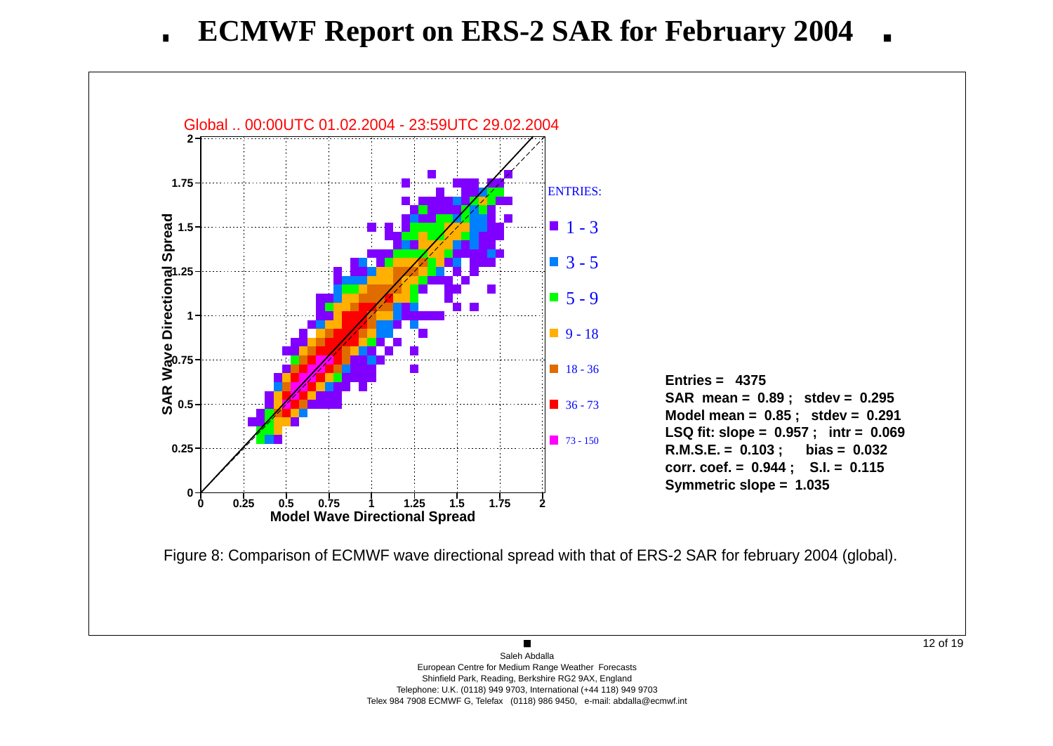# ECMWF Report on ERS-2 SAR for February 2004

Global .. 00:00UTC 01.02.2004 - 23:59UTC 29.02.2004

**Entries = 4375**
**SAR mean = 0.89 ; stdev = 0.295**
**Model mean = 0.85 ; stdev = 0.291**
**LSQ fit: slope = 0.957 ; intr = 0.069**
**R.M.S.E. = 0.103 ; bias = 0.032**
**corr. coef. = 0.944 ; S.I. = 0.115**
**Symmetric slope = 1.035**

Figure 8: Comparison of ECMWF wave directional spread with that of ERS-2 SAR for february 2004 (global).

Saleh Abdalla
European Centre for Medium Range Weather Forecasts
Shinfield Park, Reading, Berkshire RG2 9AX, England
Telephone: U.K. (0118) 949 9703, International (+44 118) 949 9703
Telex 984 7908 ECMWF G, Telefax (0118) 986 9450, e-mail: abdalla@ecmwf.int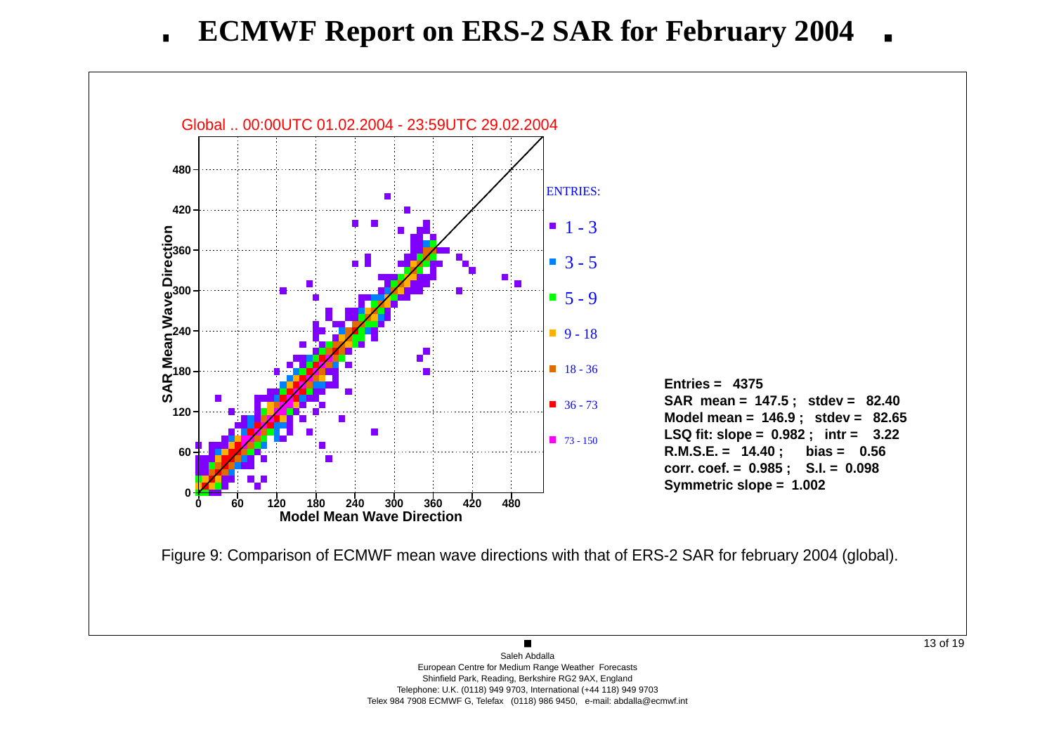# ECMWF Report on ERS-2 SAR for February 2004

Global .. 00:00UTC 01.02.2004 - 23:59UTC 29.02.2004

**Entries = 4375**
**SAR mean = 147.5 ; stdev = 82.40**
**Model mean = 146.9 ; stdev = 82.65**
**LSQ fit: slope = 0.982 ; intr = 3.22**
**R.M.S.E. = 14.40 ; bias = 0.56**
**corr. coef. = 0.985 ; S.I. = 0.098**
**Symmetric slope = 1.002**

Figure 9: Comparison of ECMWF mean wave directions with that of ERS-2 SAR for february 2004 (global).

Saleh Abdalla
European Centre for Medium Range Weather Forecasts
Shinfield Park, Reading, Berkshire RG2 9AX, England
Telephone: U.K. (0118) 949 9703, International (+44 118) 949 9703
Telex 984 7908 ECMWF G, Telefax (0118) 986 9450, e-mail: abdalla@ecmwf.int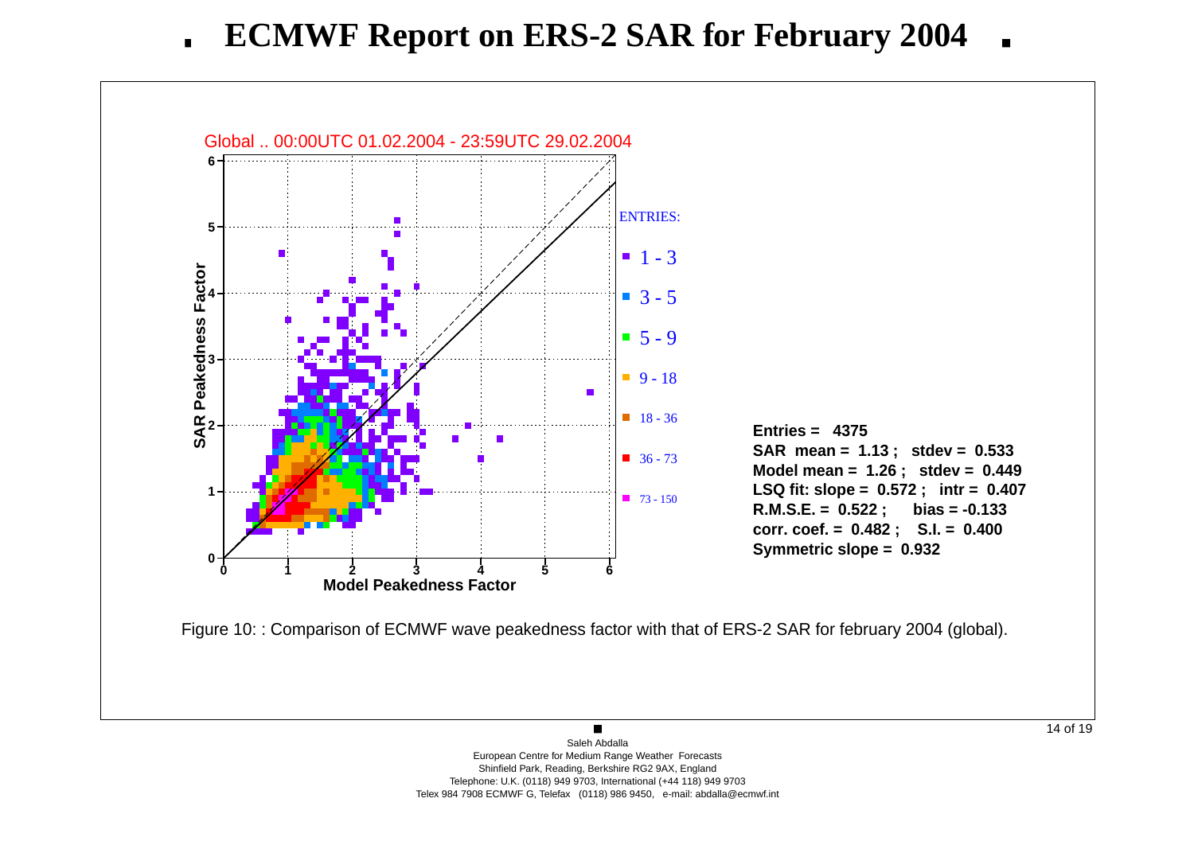# ECMWF Report on ERS-2 SAR for February 2004

Global .. 00:00UTC 01.02.2004 - 23:59UTC 29.02.2004

ENTRIES:
- 1 - 3
- 3 - 5
- 5 - 9
- 9 - 18
- 18 - 36
- 36 - 73
- 73 - 150

**Entries = 4375**
**SAR mean = 1.13 ; stdev = 0.533**
**Model mean = 1.26 ; stdev = 0.449**
**LSQ fit: slope = 0.572 ; intr = 0.407**
**R.M.S.E. = 0.522 ; bias = -0.133**
**corr. coef. = 0.482 ; S.I. = 0.400**
**Symmetric slope = 0.932**

Figure 10: : Comparison of ECMWF wave peakedness factor with that of ERS-2 SAR for february 2004 (global).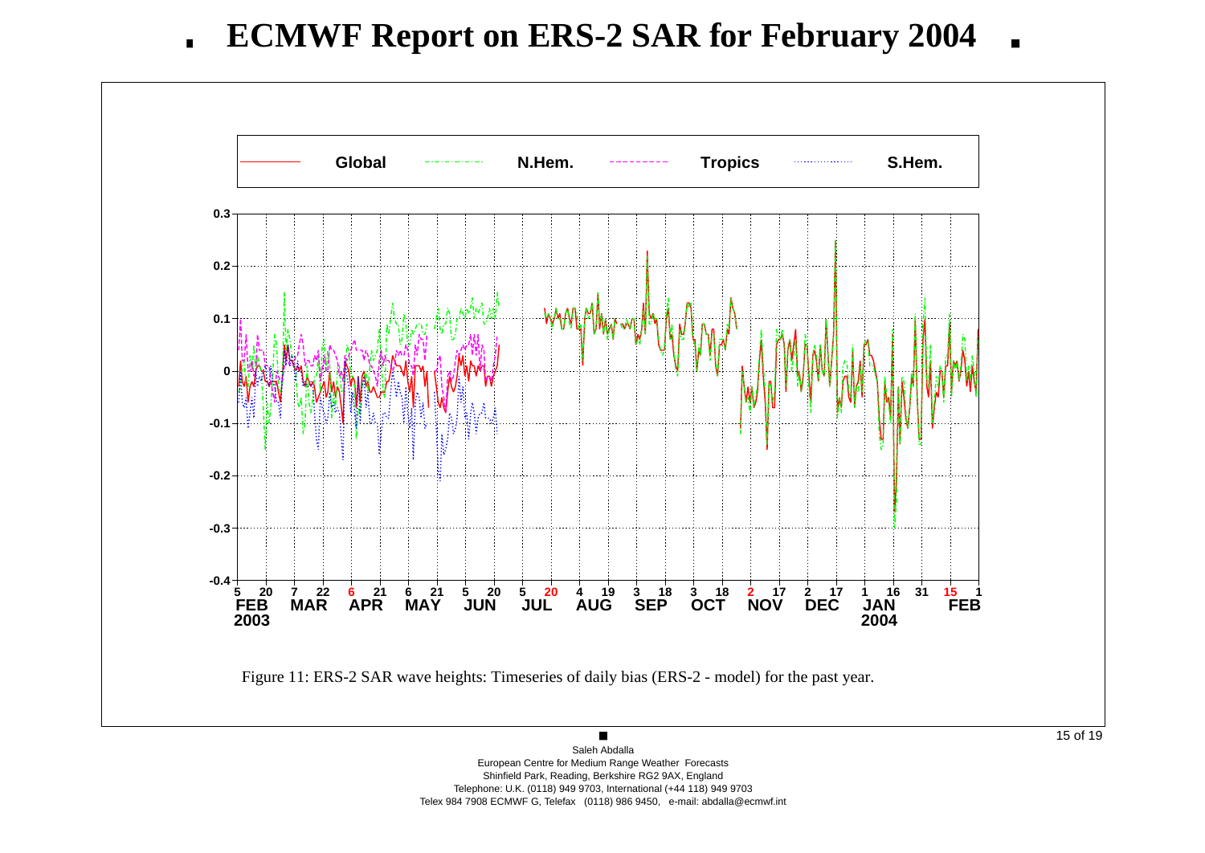# ECMWF Report on ERS-2 SAR for February 2004

Figure 11: ERS-2 SAR wave heights: Timeseries of daily bias (ERS-2 - model) for the past year.

Saleh Abdalla
European Centre for Medium Range Weather Forecasts
Shinfield Park, Reading, Berkshire RG2 9AX, England
Telephone: U.K. (0118) 949 9703, International (+44 118) 949 9703
Telex 984 7908 ECMWF G, Telefax (0118) 986 9450, e-mail: abdalla@ecmwf.int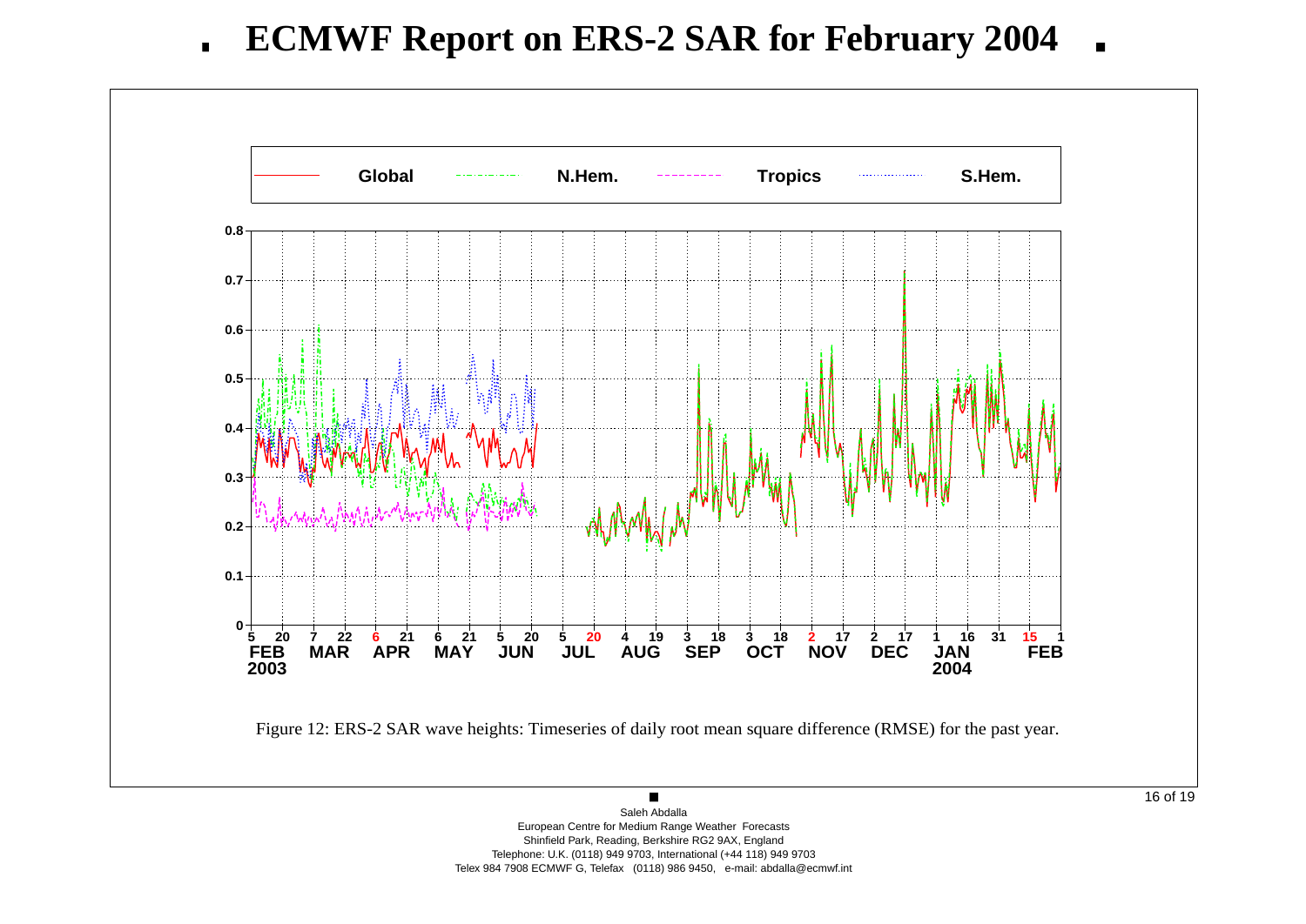# ECMWF Report on ERS-2 SAR for February 2004

Figure 12: ERS-2 SAR wave heights: Timeseries of daily root mean square difference (RMSE) for the past year.

Saleh Abdalla
European Centre for Medium Range Weather Forecasts
Shinfield Park, Reading, Berkshire RG2 9AX, England
Telephone: U.K. (0118) 949 9703, International (+44 118) 949 9703
Telex 984 7908 ECMWF G, Telefax (0118) 986 9450, e-mail: abdalla@ecmwf.int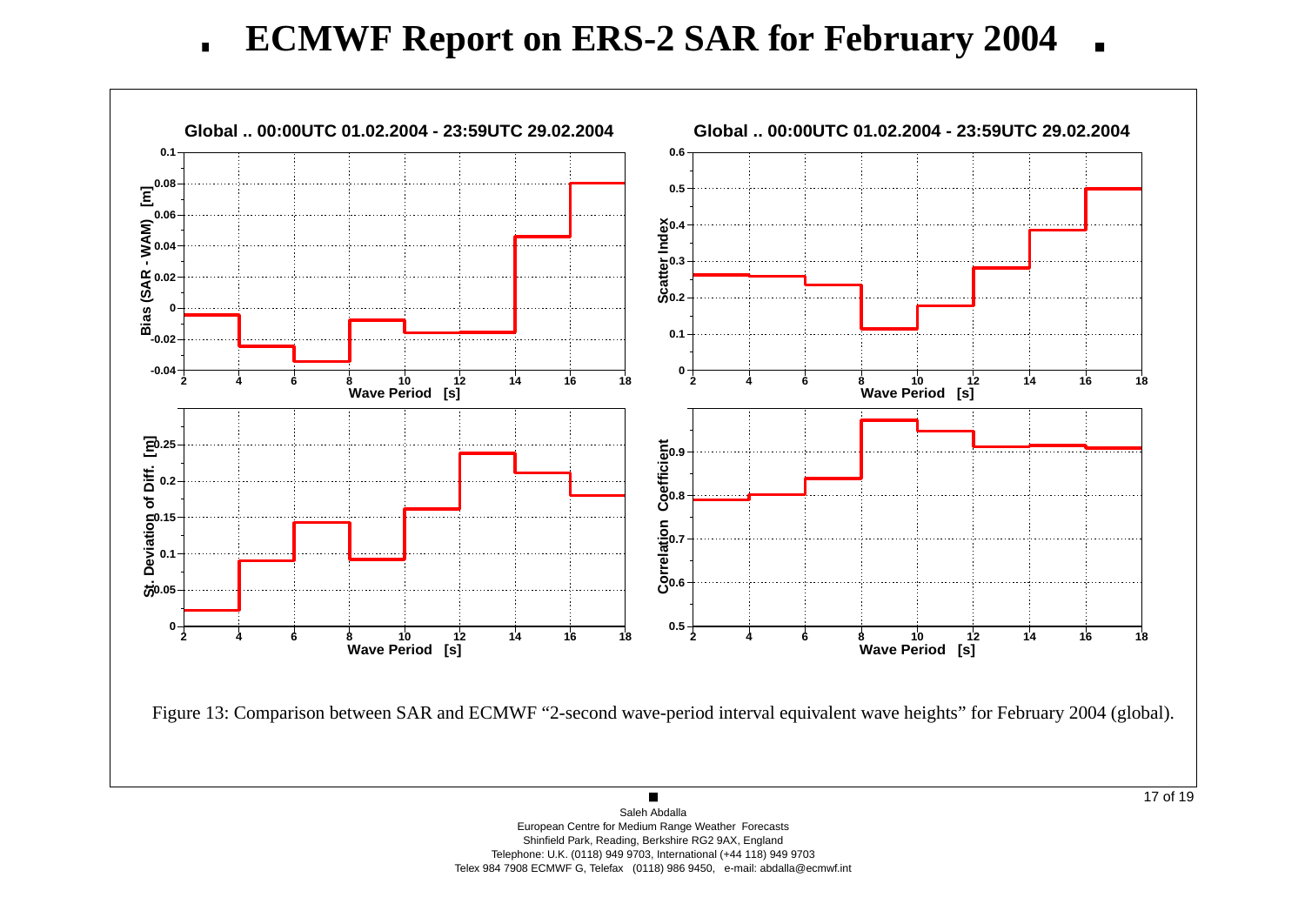Figure 13: Comparison between SAR and ECMWF "2-second wave-period interval equivalent wave heights" for February 2004 (global).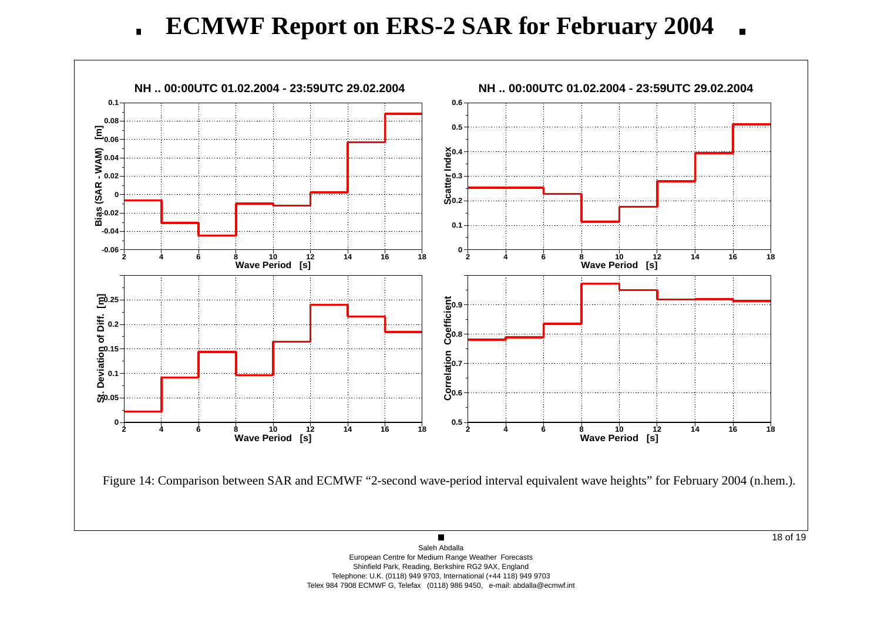# ECMWF Report on ERS-2 SAR for February 2004

Figure 14: Comparison between SAR and ECMWF "2-second wave-period interval equivalent wave heights" for February 2004 (n.hem.).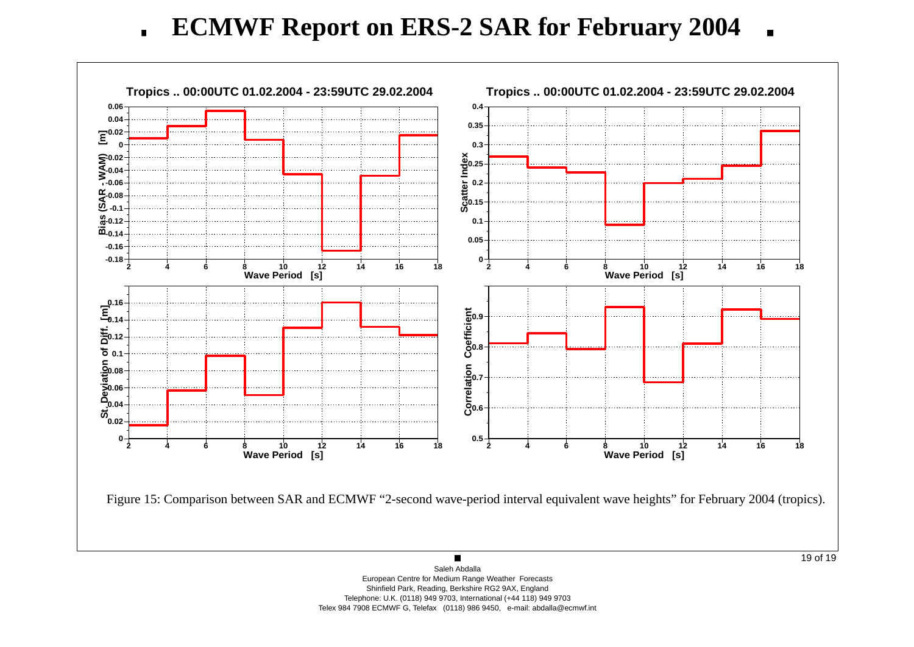Tropics .. 00:00UTC 01.02.2004 - 23:59UTC 29.02.2004

Bias (SAR - WAM) [m]

0.06
0.04
0.02
0
-0.02
-0.04
-0.06
-0.08
-0.1
-0.12
-0.14
-0.16
-0.18

2 4 6 8 10 12 14 16 18

Wave Period [s]

Tropics .. 00:00UTC 01.02.2004 - 23:59UTC 29.02.2004

Scatter Index

0.4
0.35
0.3
0.25
0.2
0.15
0.1
0.05
0

2 4 6 8 10 12 14 16 18

Wave Period [s]

St. Deviation of Diff. [m]

0.16
0.14
0.12
0.1
0.08
0.06
0.04
0.02
0

2 4 6 8 10 12 14 16 18

Wave Period [s]

Correlation Coefficient

0.9
0.8
0.7
0.6
0.5

2 4 6 8 10 12 14 16 18

Wave Period [s]

Figure 15: Comparison between SAR and ECMWF "2-second wave-period interval equivalent wave heights" for February 2004 (tropics).

Saleh Abdalla
European Centre for Medium Range Weather Forecasts
Shinfield Park, Reading, Berkshire RG2 9AX, England
Telephone: U.K. (0118) 949 9703, International (+44 118) 949 9703
Telex 984 7908 ECMWF G, Telefax (0118) 986 9450, e-mail: abdalla@ecmwf.int